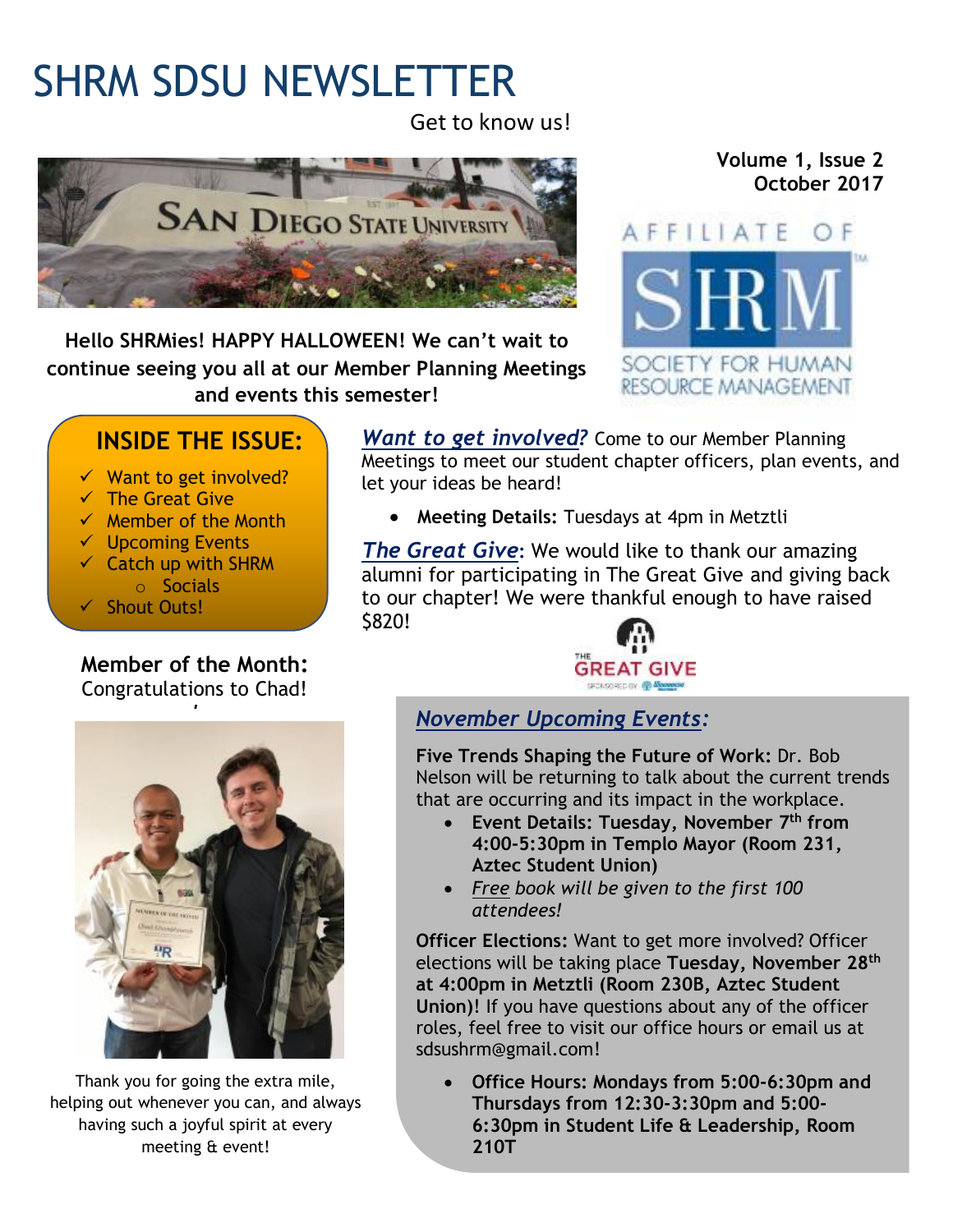# SHRM SDSU NEWSLETTER

Get to know us!

**Volume 1, Issue 2**
**October 2017**

**Hello SHRMies! HAPPY HALLOWEEN! We can't wait to continue seeing you all at our Member Planning Meetings and events this semester!**

## INSIDE THE ISSUE:

- ✓ Want to get involved?
- ✓ The Great Give
- ✓ Member of the Month
- ✓ Upcoming Events
- ✓ Catch up with SHRM
  - Socials
- ✓ Shout Outs!

**Member of the Month:**
Congratulations to Chad!

Thank you for going the extra mile, helping out whenever you can, and always having such a joyful spirit at every meeting & event!

***Want to get involved?*** Come to our Member Planning Meetings to meet our student chapter officers, plan events, and let your ideas be heard!

- **Meeting Details:** Tuesdays at 4pm in Metztli

***The Great Give*:** We would like to thank our amazing alumni for participating in The Great Give and giving back to our chapter! We were thankful enough to have raised $820!

### *November Upcoming Events:*

**Five Trends Shaping the Future of Work:** Dr. Bob Nelson will be returning to talk about the current trends that are occurring and its impact in the workplace.

- **Event Details: Tuesday, November 7th from 4:00-5:30pm in Templo Mayor (Room 231, Aztec Student Union)**
- *Free book will be given to the first 100 attendees!*

**Officer Elections:** Want to get more involved? Officer elections will be taking place **Tuesday, November 28th at 4:00pm in Metztli (Room 230B, Aztec Student Union)**! If you have questions about any of the officer roles, feel free to visit our office hours or email us at sdsushrm@gmail.com!

- **Office Hours: Mondays from 5:00-6:30pm and Thursdays from 12:30-3:30pm and 5:00-6:30pm in Student Life & Leadership, Room 210T**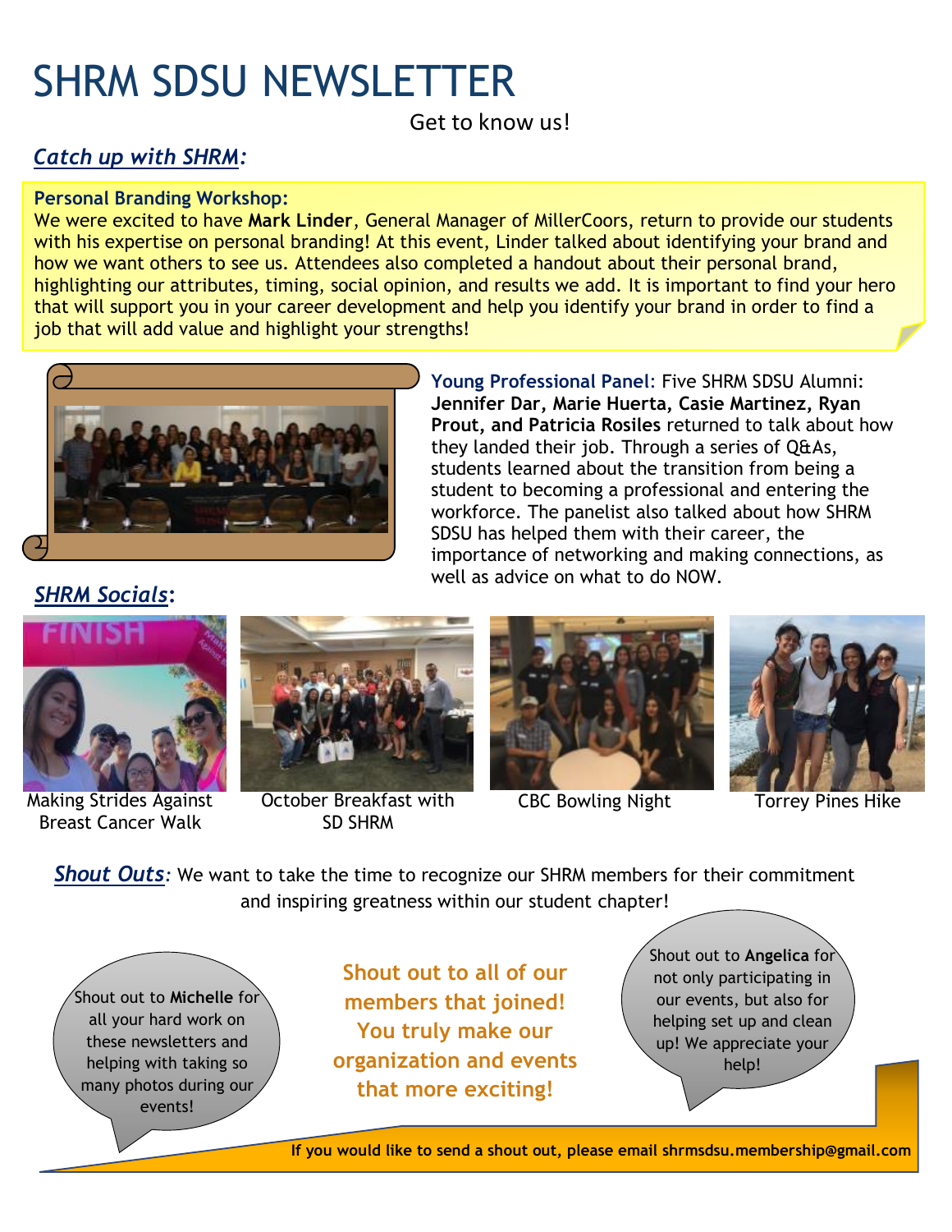# SHRM SDSU NEWSLETTER

Get to know us!

## *Catch up with SHRM:*

**Personal Branding Workshop:**
We were excited to have **Mark Linder**, General Manager of MillerCoors, return to provide our students with his expertise on personal branding! At this event, Linder talked about identifying your brand and how we want others to see us. Attendees also completed a handout about their personal brand, highlighting our attributes, timing, social opinion, and results we add. It is important to find your hero that will support you in your career development and help you identify your brand in order to find a job that will add value and highlight your strengths!

**Young Professional Panel**: Five SHRM SDSU Alumni: **Jennifer Dar, Marie Huerta, Casie Martinez, Ryan Prout, and Patricia Rosiles** returned to talk about how they landed their job. Through a series of Q&As, students learned about the transition from being a student to becoming a professional and entering the workforce. The panelist also talked about how SHRM SDSU has helped them with their career, the importance of networking and making connections, as well as advice on what to do NOW.

## *SHRM Socials:*

Making Strides Against Breast Cancer Walk

October Breakfast with SD SHRM

CBC Bowling Night

Torrey Pines Hike

***Shout Outs**:* We want to take the time to recognize our SHRM members for their commitment and inspiring greatness within our student chapter!

Shout out to **Michelle** for all your hard work on these newsletters and helping with taking so many photos during our events!

**Shout out to all of our members that joined! You truly make our organization and events that more exciting!**

Shout out to **Angelica** for not only participating in our events, but also for helping set up and clean up! We appreciate your help!

**If you would like to send a shout out, please email shrmsdsu.membership@gmail.com**